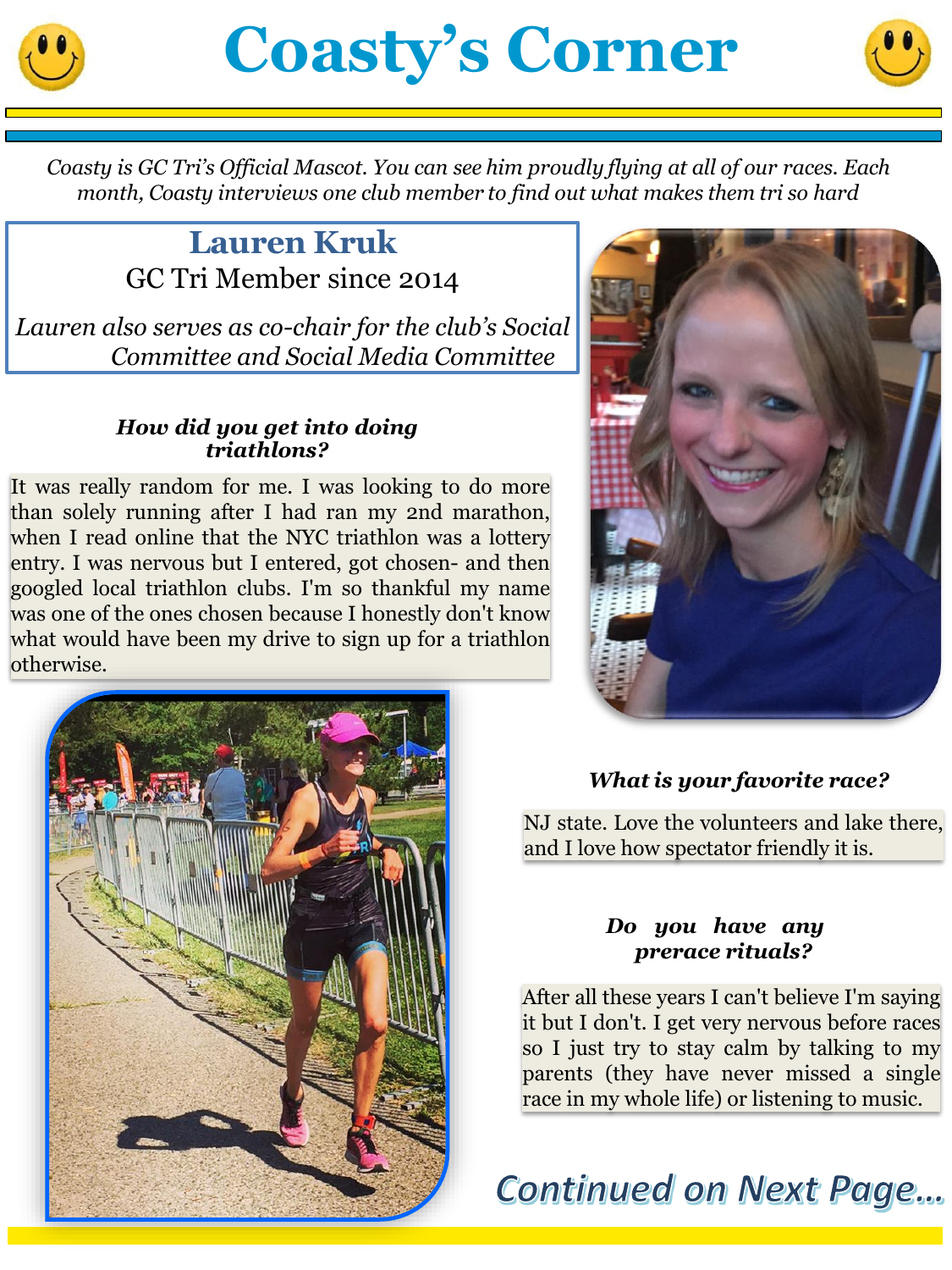# Coasty's Corner

*Coasty is GC Tri's Official Mascot. You can see him proudly flying at all of our races. Each month, Coasty interviews one club member to find out what makes them tri so hard*

## Lauren Kruk

GC Tri Member since 2014

*Lauren also serves as co-chair for the club's Social Committee and Social Media Committee*

### *How did you get into doing triathlons?*

It was really random for me. I was looking to do more than solely running after I had ran my 2nd marathon, when I read online that the NYC triathlon was a lottery entry. I was nervous but I entered, got chosen- and then googled local triathlon clubs. I'm so thankful my name was one of the ones chosen because I honestly don't know what would have been my drive to sign up for a triathlon otherwise.

### *What is your favorite race?*

NJ state. Love the volunteers and lake there, and I love how spectator friendly it is.

### *Do you have any prerace rituals?*

After all these years I can't believe I'm saying it but I don't. I get very nervous before races so I just try to stay calm by talking to my parents (they have never missed a single race in my whole life) or listening to music.

*Continued on Next Page...*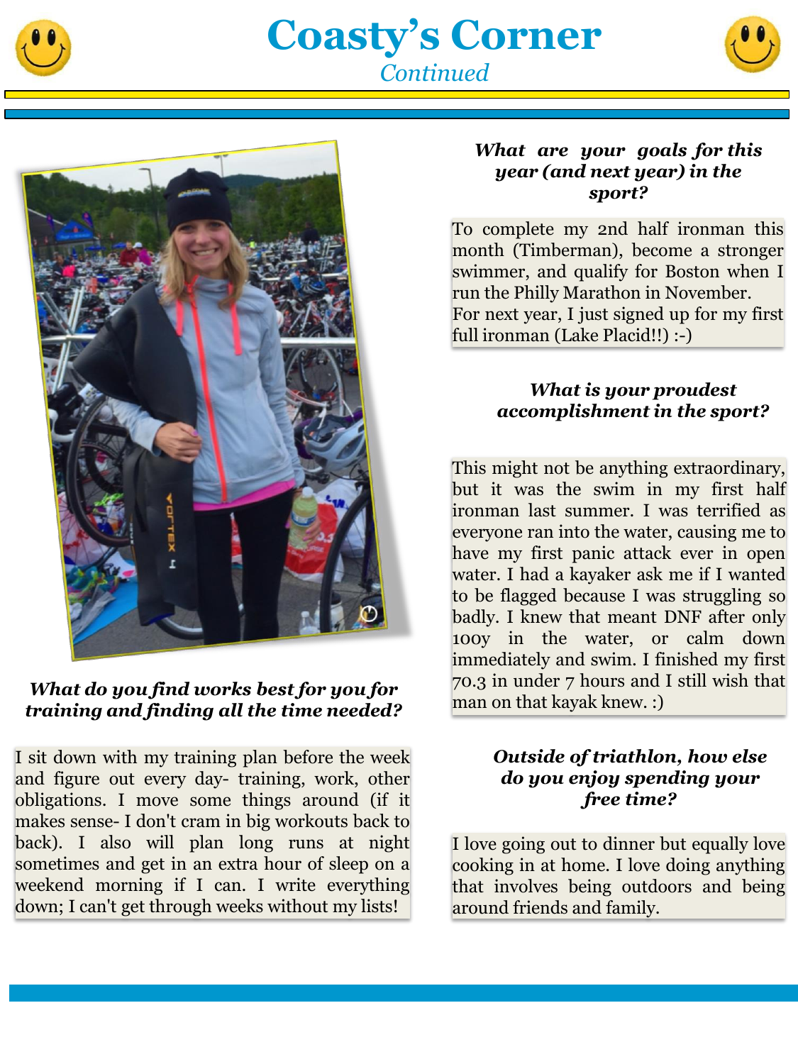# Coasty's Corner

*Continued*

***What do you find works best for you for training and finding all the time needed?***

I sit down with my training plan before the week and figure out every day- training, work, other obligations. I move some things around (if it makes sense- I don't cram in big workouts back to back). I also will plan long runs at night sometimes and get in an extra hour of sleep on a weekend morning if I can. I write everything down; I can't get through weeks without my lists!

***What are your goals for this year (and next year) in the sport?***

To complete my 2nd half ironman this month (Timberman), become a stronger swimmer, and qualify for Boston when I run the Philly Marathon in November.
For next year, I just signed up for my first full ironman (Lake Placid!!) :-)

***What is your proudest accomplishment in the sport?***

This might not be anything extraordinary, but it was the swim in my first half ironman last summer. I was terrified as everyone ran into the water, causing me to have my first panic attack ever in open water. I had a kayaker ask me if I wanted to be flagged because I was struggling so badly. I knew that meant DNF after only 100y in the water, or calm down immediately and swim. I finished my first 70.3 in under 7 hours and I still wish that man on that kayak knew. :)

***Outside of triathlon, how else do you enjoy spending your free time?***

I love going out to dinner but equally love cooking in at home. I love doing anything that involves being outdoors and being around friends and family.